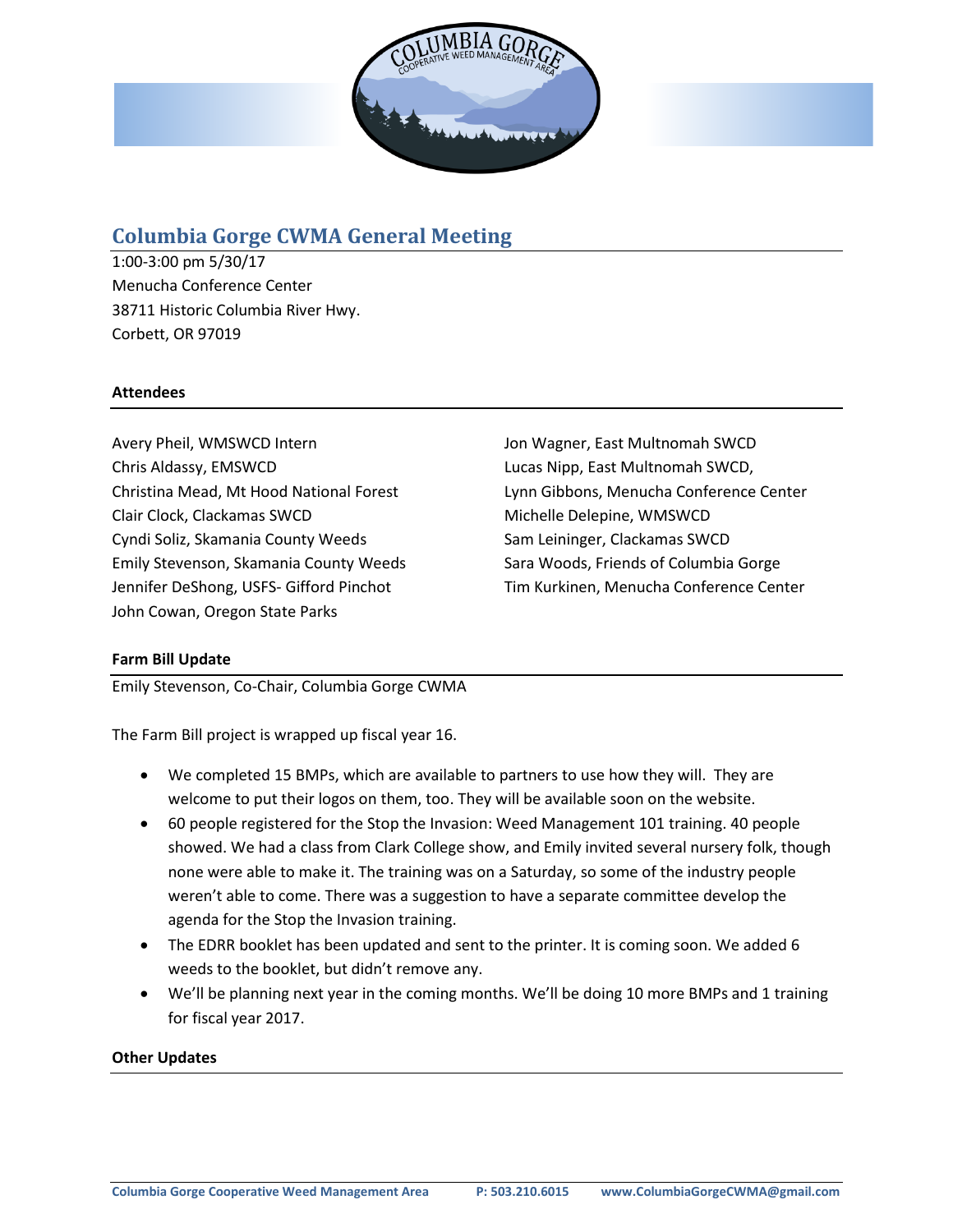# Columbia Gorge CWMA General Meeting

1:00-3:00 pm 5/30/17
Menucha Conference Center
38711 Historic Columbia River Hwy.
Corbett, OR 97019

### Attendees

Avery Pheil, WMSWCD Intern
Chris Aldassy, EMSWCD
Christina Mead, Mt Hood National Forest
Clair Clock, Clackamas SWCD
Cyndi Soliz, Skamania County Weeds
Emily Stevenson, Skamania County Weeds
Jennifer DeShong, USFS- Gifford Pinchot
John Cowan, Oregon State Parks
Jon Wagner, East Multnomah SWCD
Lucas Nipp, East Multnomah SWCD,
Lynn Gibbons, Menucha Conference Center
Michelle Delepine, WMSWCD
Sam Leininger, Clackamas SWCD
Sara Woods, Friends of Columbia Gorge
Tim Kurkinen, Menucha Conference Center

### Farm Bill Update

Emily Stevenson, Co-Chair, Columbia Gorge CWMA

The Farm Bill project is wrapped up fiscal year 16.

- We completed 15 BMPs, which are available to partners to use how they will. They are welcome to put their logos on them, too. They will be available soon on the website.
- 60 people registered for the Stop the Invasion: Weed Management 101 training. 40 people showed. We had a class from Clark College show, and Emily invited several nursery folk, though none were able to make it. The training was on a Saturday, so some of the industry people weren't able to come. There was a suggestion to have a separate committee develop the agenda for the Stop the Invasion training.
- The EDRR booklet has been updated and sent to the printer. It is coming soon. We added 6 weeds to the booklet, but didn't remove any.
- We'll be planning next year in the coming months. We'll be doing 10 more BMPs and 1 training for fiscal year 2017.

### Other Updates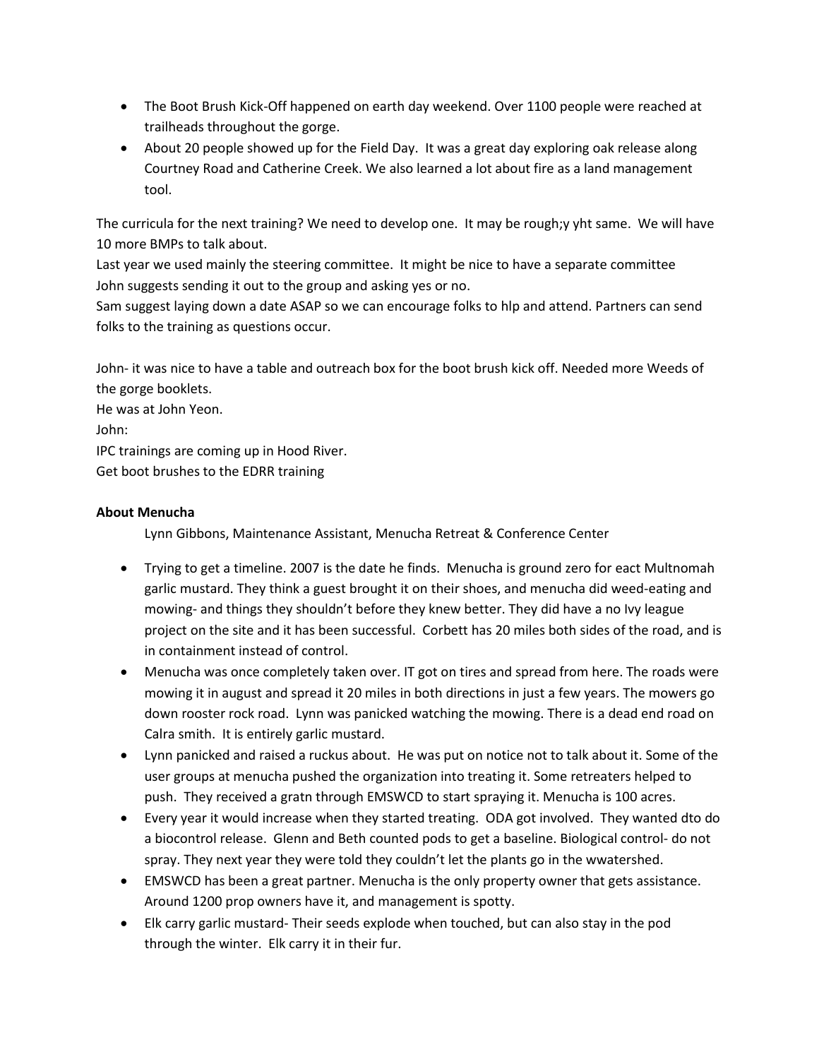- The Boot Brush Kick-Off happened on earth day weekend. Over 1100 people were reached at trailheads throughout the gorge.
- About 20 people showed up for the Field Day. It was a great day exploring oak release along Courtney Road and Catherine Creek. We also learned a lot about fire as a land management tool.

The curricula for the next training? We need to develop one. It may be rough;y yht same. We will have 10 more BMPs to talk about.

Last year we used mainly the steering committee. It might be nice to have a separate committee John suggests sending it out to the group and asking yes or no.

Sam suggest laying down a date ASAP so we can encourage folks to hlp and attend. Partners can send folks to the training as questions occur.

John- it was nice to have a table and outreach box for the boot brush kick off. Needed more Weeds of the gorge booklets.

He was at John Yeon.

John:

IPC trainings are coming up in Hood River.

Get boot brushes to the EDRR training

**About Menucha**

Lynn Gibbons, Maintenance Assistant, Menucha Retreat & Conference Center

- Trying to get a timeline. 2007 is the date he finds. Menucha is ground zero for eact Multnomah garlic mustard. They think a guest brought it on their shoes, and menucha did weed-eating and mowing- and things they shouldn't before they knew better. They did have a no Ivy league project on the site and it has been successful. Corbett has 20 miles both sides of the road, and is in containment instead of control.
- Menucha was once completely taken over. IT got on tires and spread from here. The roads were mowing it in august and spread it 20 miles in both directions in just a few years. The mowers go down rooster rock road. Lynn was panicked watching the mowing. There is a dead end road on Calra smith. It is entirely garlic mustard.
- Lynn panicked and raised a ruckus about. He was put on notice not to talk about it. Some of the user groups at menucha pushed the organization into treating it. Some retreaters helped to push. They received a gratn through EMSWCD to start spraying it. Menucha is 100 acres.
- Every year it would increase when they started treating. ODA got involved. They wanted dto do a biocontrol release. Glenn and Beth counted pods to get a baseline. Biological control- do not spray. They next year they were told they couldn't let the plants go in the wwatershed.
- EMSWCD has been a great partner. Menucha is the only property owner that gets assistance. Around 1200 prop owners have it, and management is spotty.
- Elk carry garlic mustard- Their seeds explode when touched, but can also stay in the pod through the winter. Elk carry it in their fur.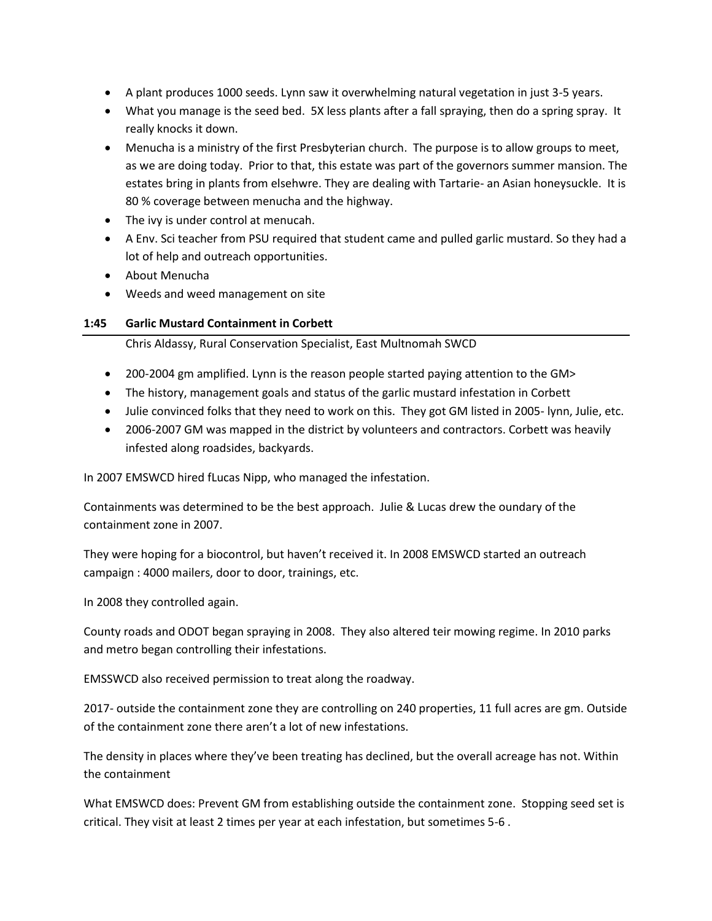- A plant produces 1000 seeds. Lynn saw it overwhelming natural vegetation in just 3-5 years.
- What you manage is the seed bed. 5X less plants after a fall spraying, then do a spring spray. It really knocks it down.
- Menucha is a ministry of the first Presbyterian church. The purpose is to allow groups to meet, as we are doing today. Prior to that, this estate was part of the governors summer mansion. The estates bring in plants from elsehwre. They are dealing with Tartarie- an Asian honeysuckle. It is 80 % coverage between menucha and the highway.
- The ivy is under control at menucah.
- A Env. Sci teacher from PSU required that student came and pulled garlic mustard. So they had a lot of help and outreach opportunities.
- About Menucha
- Weeds and weed management on site

**1:45 Garlic Mustard Containment in Corbett**

Chris Aldassy, Rural Conservation Specialist, East Multnomah SWCD

- 200-2004 gm amplified. Lynn is the reason people started paying attention to the GM>
- The history, management goals and status of the garlic mustard infestation in Corbett
- Julie convinced folks that they need to work on this. They got GM listed in 2005- lynn, Julie, etc.
- 2006-2007 GM was mapped in the district by volunteers and contractors. Corbett was heavily infested along roadsides, backyards.

In 2007 EMSWCD hired fLucas Nipp, who managed the infestation.

Containments was determined to be the best approach. Julie & Lucas drew the oundary of the containment zone in 2007.

They were hoping for a biocontrol, but haven't received it. In 2008 EMSWCD started an outreach campaign : 4000 mailers, door to door, trainings, etc.

In 2008 they controlled again.

County roads and ODOT began spraying in 2008. They also altered teir mowing regime. In 2010 parks and metro began controlling their infestations.

EMSSWCD also received permission to treat along the roadway.

2017- outside the containment zone they are controlling on 240 properties, 11 full acres are gm. Outside of the containment zone there aren't a lot of new infestations.

The density in places where they've been treating has declined, but the overall acreage has not. Within the containment

What EMSWCD does: Prevent GM from establishing outside the containment zone. Stopping seed set is critical. They visit at least 2 times per year at each infestation, but sometimes 5-6 .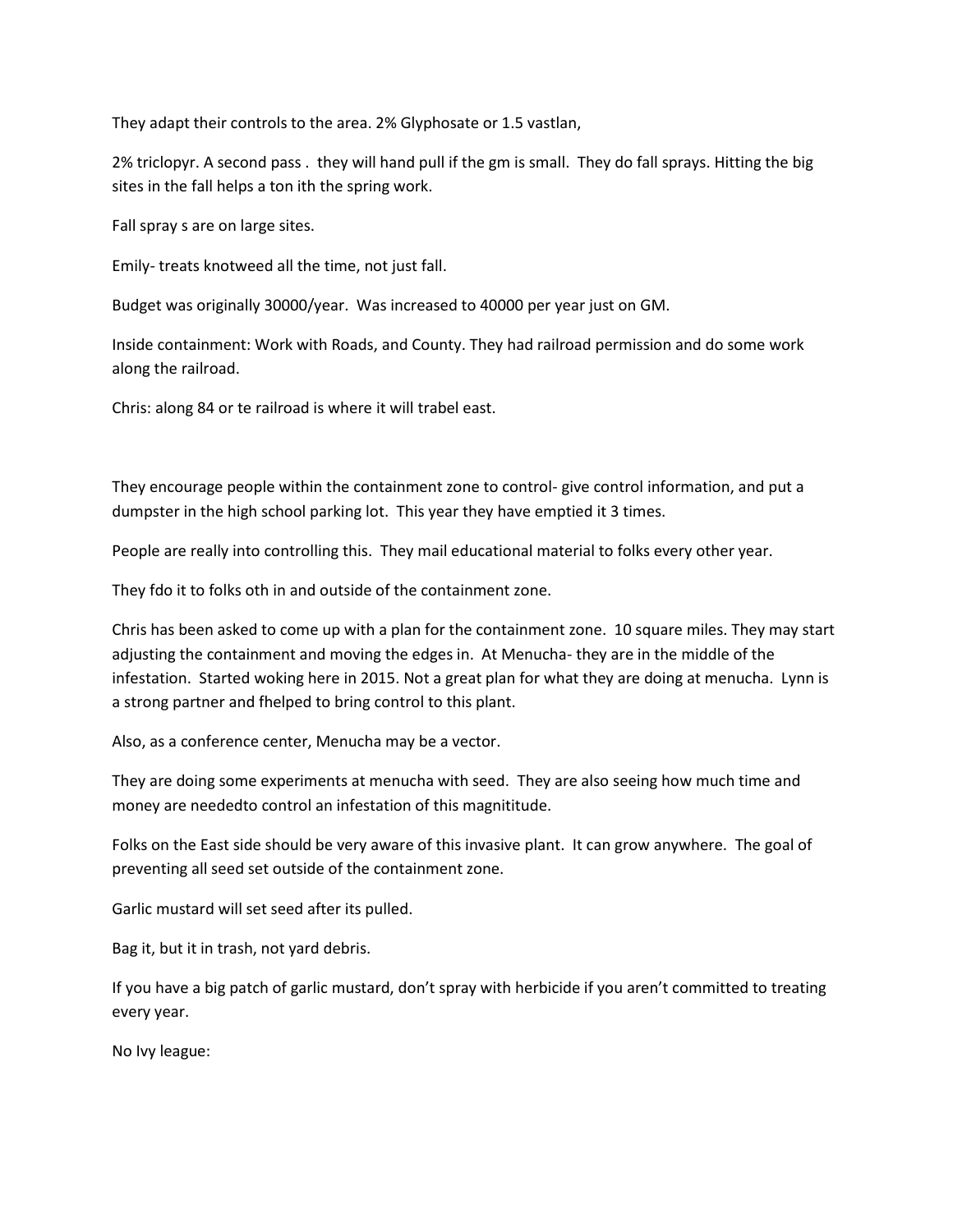They adapt their controls to the area. 2% Glyphosate or 1.5 vastlan,

2% triclopyr. A second pass . they will hand pull if the gm is small. They do fall sprays. Hitting the big sites in the fall helps a ton ith the spring work.

Fall spray s are on large sites.

Emily- treats knotweed all the time, not just fall.

Budget was originally 30000/year. Was increased to 40000 per year just on GM.

Inside containment: Work with Roads, and County. They had railroad permission and do some work along the railroad.

Chris: along 84 or te railroad is where it will trabel east.

They encourage people within the containment zone to control- give control information, and put a dumpster in the high school parking lot. This year they have emptied it 3 times.

People are really into controlling this. They mail educational material to folks every other year.

They fdo it to folks oth in and outside of the containment zone.

Chris has been asked to come up with a plan for the containment zone. 10 square miles. They may start adjusting the containment and moving the edges in. At Menucha- they are in the middle of the infestation. Started woking here in 2015. Not a great plan for what they are doing at menucha. Lynn is a strong partner and fhelped to bring control to this plant.

Also, as a conference center, Menucha may be a vector.

They are doing some experiments at menucha with seed. They are also seeing how much time and money are neededto control an infestation of this magnititude.

Folks on the East side should be very aware of this invasive plant. It can grow anywhere. The goal of preventing all seed set outside of the containment zone.

Garlic mustard will set seed after its pulled.

Bag it, but it in trash, not yard debris.

If you have a big patch of garlic mustard, don't spray with herbicide if you aren't committed to treating every year.

No Ivy league: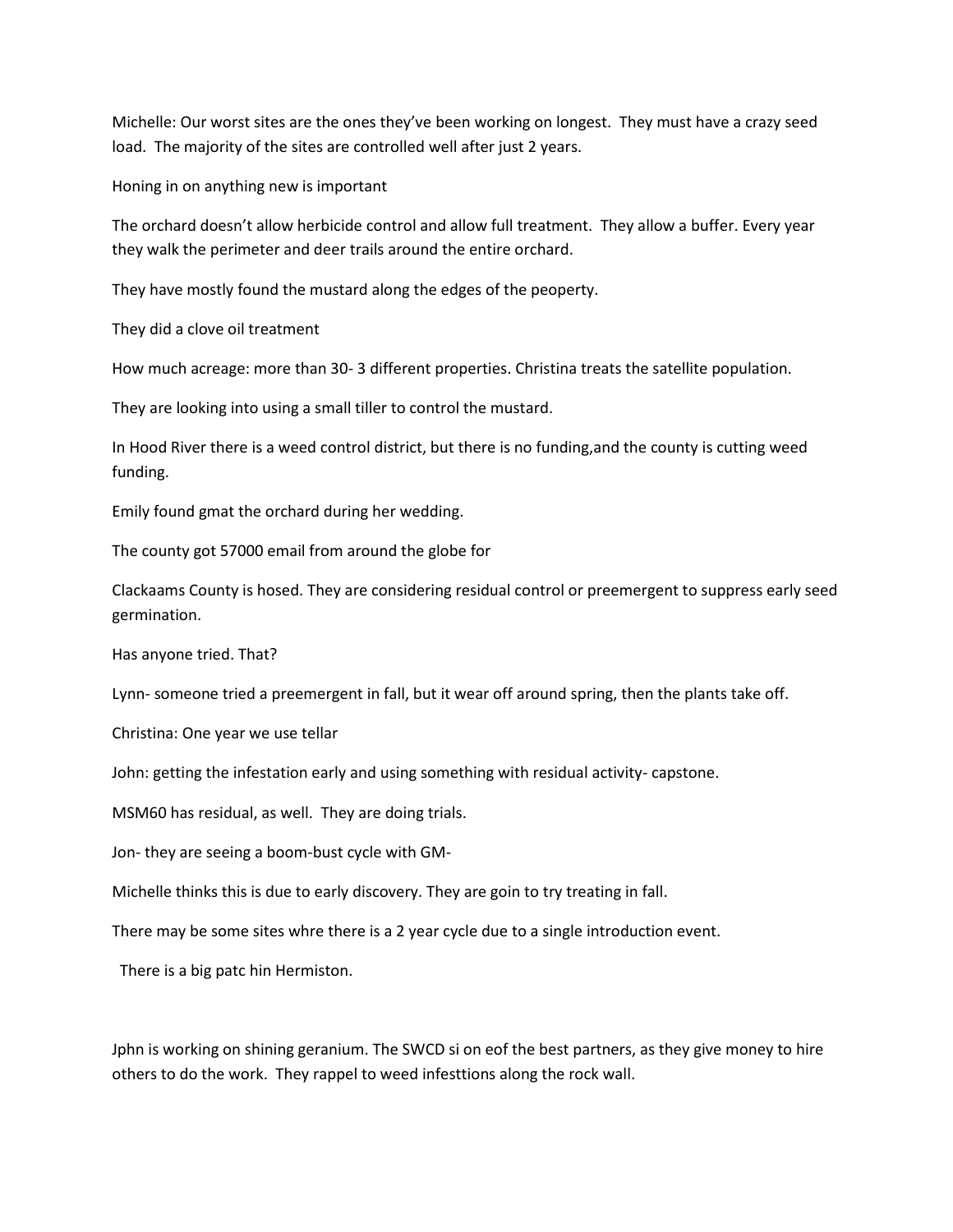Michelle: Our worst sites are the ones they've been working on longest. They must have a crazy seed load. The majority of the sites are controlled well after just 2 years.

Honing in on anything new is important

The orchard doesn't allow herbicide control and allow full treatment. They allow a buffer. Every year they walk the perimeter and deer trails around the entire orchard.

They have mostly found the mustard along the edges of the peoperty.

They did a clove oil treatment

How much acreage: more than 30- 3 different properties. Christina treats the satellite population.

They are looking into using a small tiller to control the mustard.

In Hood River there is a weed control district, but there is no funding,and the county is cutting weed funding.

Emily found gmat the orchard during her wedding.

The county got 57000 email from around the globe for

Clackaams County is hosed. They are considering residual control or preemergent to suppress early seed germination.

Has anyone tried. That?

Lynn- someone tried a preemergent in fall, but it wear off around spring, then the plants take off.

Christina: One year we use tellar

John: getting the infestation early and using something with residual activity- capstone.

MSM60 has residual, as well. They are doing trials.

Jon- they are seeing a boom-bust cycle with GM-

Michelle thinks this is due to early discovery. They are goin to try treating in fall.

There may be some sites whre there is a 2 year cycle due to a single introduction event.

There is a big patc hin Hermiston.

Jphn is working on shining geranium. The SWCD si on eof the best partners, as they give money to hire others to do the work. They rappel to weed infesttions along the rock wall.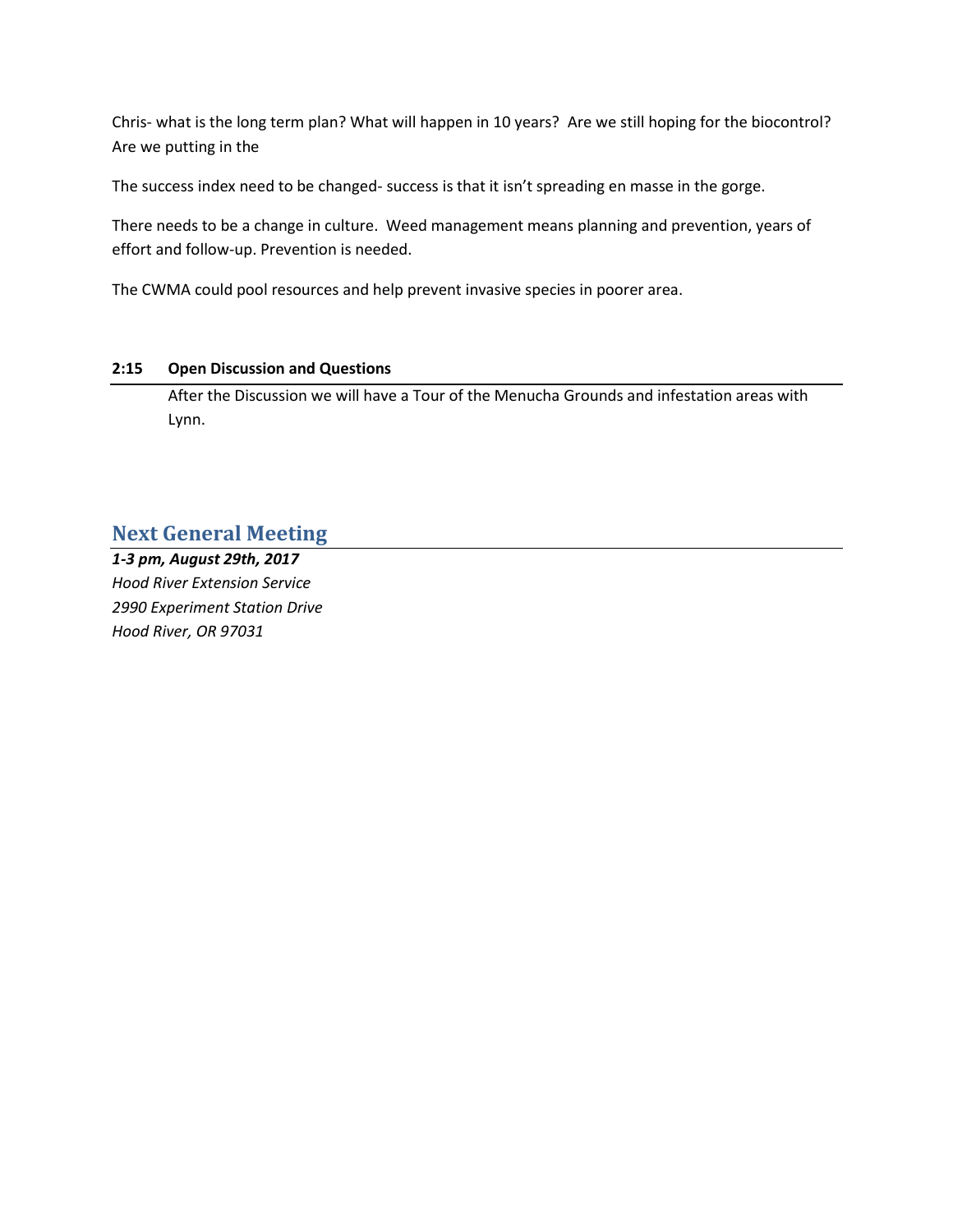Chris- what is the long term plan? What will happen in 10 years? Are we still hoping for the biocontrol? Are we putting in the

The success index need to be changed- success is that it isn't spreading en masse in the gorge.

There needs to be a change in culture. Weed management means planning and prevention, years of effort and follow-up. Prevention is needed.

The CWMA could pool resources and help prevent invasive species in poorer area.

**2:15 Open Discussion and Questions**

After the Discussion we will have a Tour of the Menucha Grounds and infestation areas with Lynn.

## Next General Meeting

***1-3 pm, August 29th, 2017***
*Hood River Extension Service*
*2990 Experiment Station Drive*
*Hood River, OR 97031*